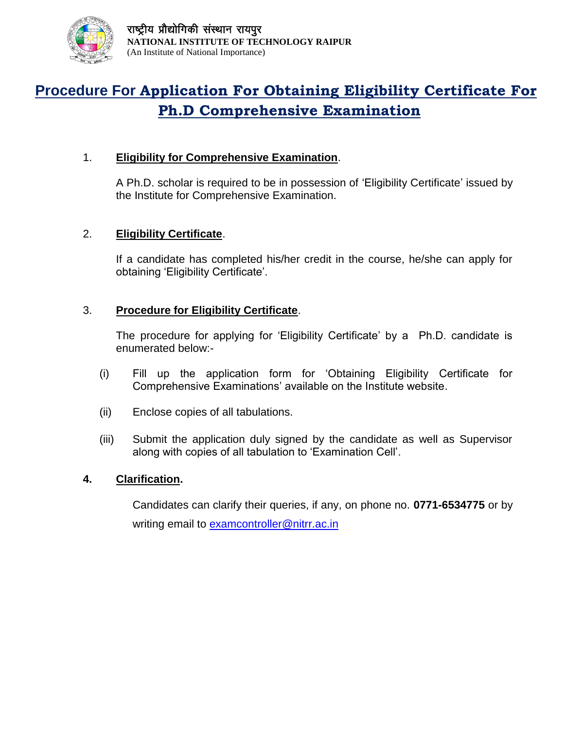राष्ट्रीय प्रौद्योगिकी संस्थान रायपुर
**NATIONAL INSTITUTE OF TECHNOLOGY RAIPUR**
(An Institute of National Importance)

# Procedure For Application For Obtaining Eligibility Certificate For Ph.D Comprehensive Examination

1. **Eligibility for Comprehensive Examination**.

   A Ph.D. scholar is required to be in possession of 'Eligibility Certificate' issued by the Institute for Comprehensive Examination.

2. **Eligibility Certificate**.

   If a candidate has completed his/her credit in the course, he/she can apply for obtaining 'Eligibility Certificate'.

3. **Procedure for Eligibility Certificate**.

   The procedure for applying for 'Eligibility Certificate' by a Ph.D. candidate is enumerated below:-

   (i) Fill up the application form for 'Obtaining Eligibility Certificate for Comprehensive Examinations' available on the Institute website.

   (ii) Enclose copies of all tabulations.

   (iii) Submit the application duly signed by the candidate as well as Supervisor along with copies of all tabulation to 'Examination Cell'.

4. **Clarification.**

   Candidates can clarify their queries, if any, on phone no. **0771-6534775** or by writing email to examcontroller@nitrr.ac.in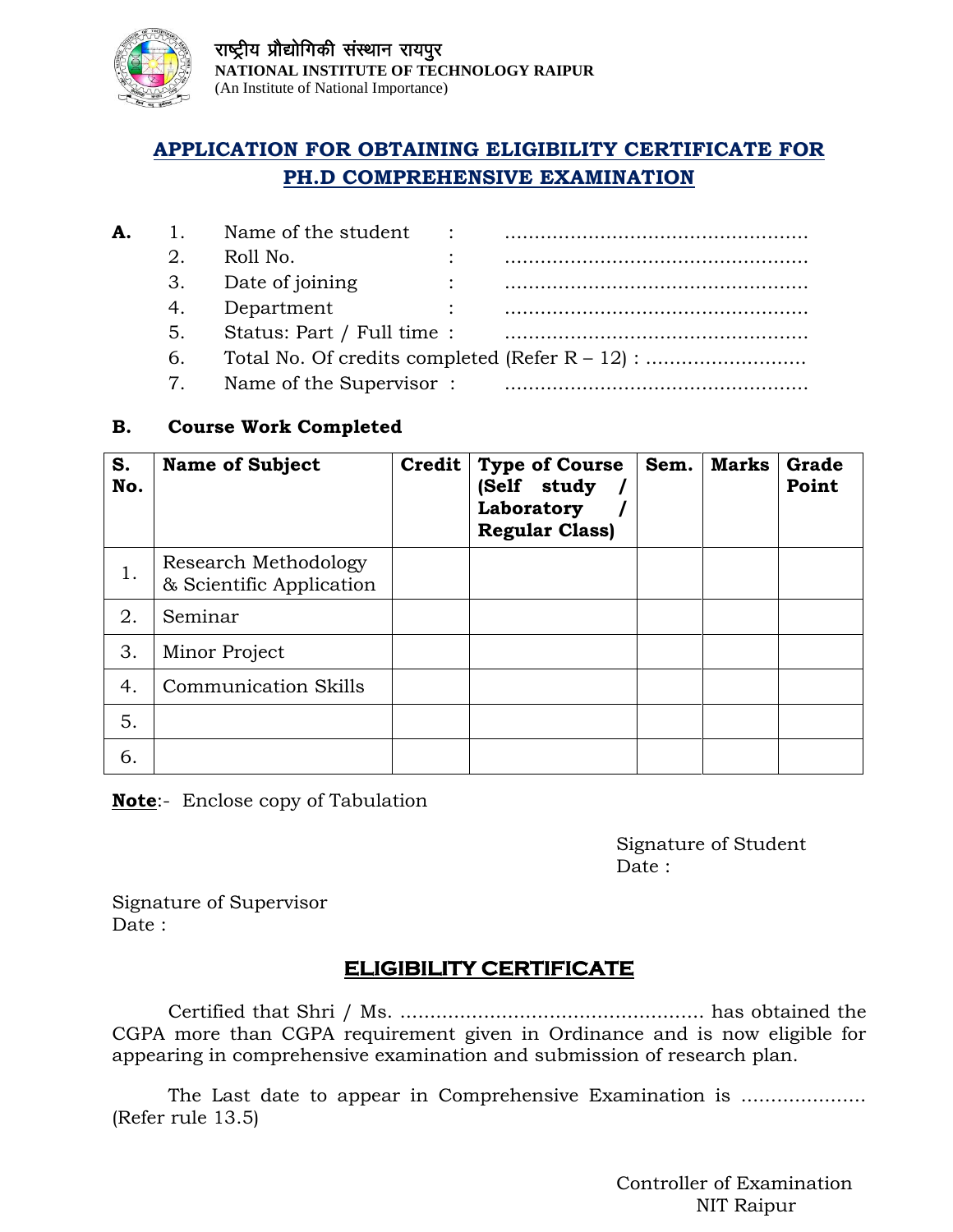राष्ट्रीय प्रौद्योगिकी संस्थान रायपुर
**NATIONAL INSTITUTE OF TECHNOLOGY RAIPUR**
(An Institute of National Importance)

## APPLICATION FOR OBTAINING ELIGIBITY CERTIFICATE FOR PH.D COMPREHENSIVE EXAMINATION

**A.**

1. Name of the student : ..................................................
2. Roll No. : ..................................................
3. Date of joining : ..................................................
4. Department : ..................................................
5. Status: Part / Full time : ..................................................
6. Total No. Of credits completed (Refer R – 12) : ..........................
7. Name of the Supervisor : ..................................................

**B. Course Work Completed**

| S. No. | Name of Subject | Credit | Type of Course (Self study / Laboratory / Regular Class) | Sem. | Marks | Grade Point |
|---|---|---|---|---|---|---|
| 1. | Research Methodology & Scientific Application | | | | | |
| 2. | Seminar | | | | | |
| 3. | Minor Project | | | | | |
| 4. | Communication Skills | | | | | |
| 5. | | | | | | |
| 6. | | | | | | |

**Note**:- Enclose copy of Tabulation

Signature of Student
Date :

Signature of Supervisor
Date :

## ELIGIBILITY CERTIFICATE

Certified that Shri / Ms. .................................................. has obtained the CGPA more than CGPA requirement given in Ordinance and is now eligible for appearing in comprehensive examination and submission of research plan.

The Last date to appear in Comprehensive Examination is .................... (Refer rule 13.5)

Controller of Examination
NIT Raipur